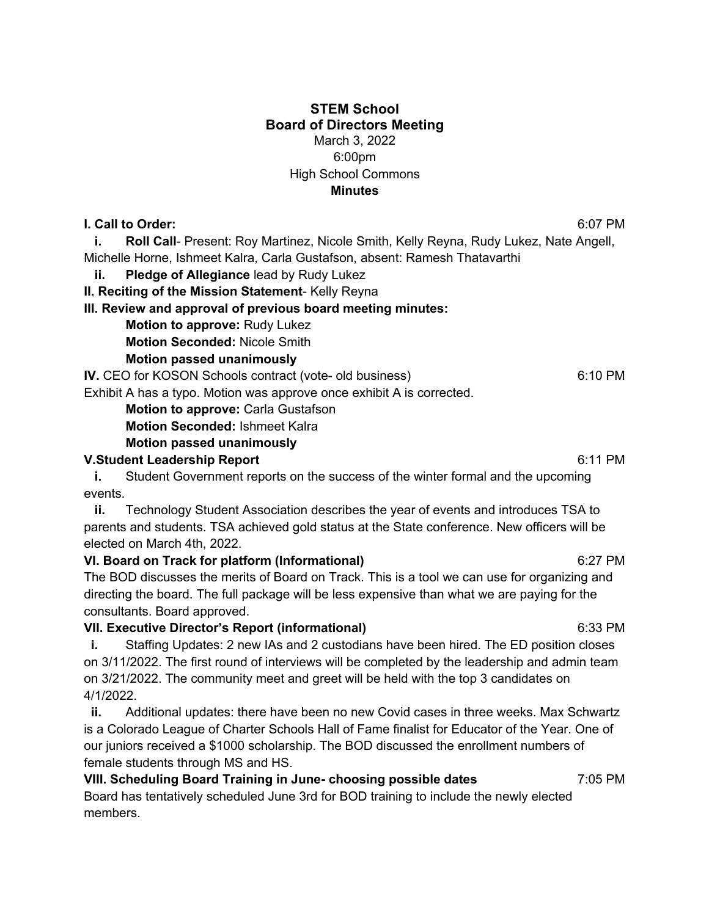**STEM School**
**Board of Directors Meeting**
March 3, 2022
6:00pm
High School Commons
**Minutes**

**I. Call to Order:** 6:07 PM

i. **Roll Call**- Present: Roy Martinez, Nicole Smith, Kelly Reyna, Rudy Lukez, Nate Angell, Michelle Horne, Ishmeet Kalra, Carla Gustafson, absent: Ramesh Thatavarthi

ii. **Pledge of Allegiance** lead by Rudy Lukez

**II. Reciting of the Mission Statement**- Kelly Reyna

**III. Review and approval of previous board meeting minutes:**

**Motion to approve:** Rudy Lukez
**Motion Seconded:** Nicole Smith
**Motion passed unanimously**

**IV.** CEO for KOSON Schools contract (vote- old business) 6:10 PM

Exhibit A has a typo. Motion was approve once exhibit A is corrected.

**Motion to approve:** Carla Gustafson
**Motion Seconded:** Ishmeet Kalra
**Motion passed unanimously**

**V.Student Leadership Report** 6:11 PM

i. Student Government reports on the success of the winter formal and the upcoming events.

ii. Technology Student Association describes the year of events and introduces TSA to parents and students. TSA achieved gold status at the State conference. New officers will be elected on March 4th, 2022.

**VI. Board on Track for platform (Informational)** 6:27 PM

The BOD discusses the merits of Board on Track. This is a tool we can use for organizing and directing the board. The full package will be less expensive than what we are paying for the consultants. Board approved.

**VII. Executive Director's Report (informational)** 6:33 PM

i. Staffing Updates: 2 new IAs and 2 custodians have been hired. The ED position closes on 3/11/2022. The first round of interviews will be completed by the leadership and admin team on 3/21/2022. The community meet and greet will be held with the top 3 candidates on 4/1/2022.

ii. Additional updates: there have been no new Covid cases in three weeks. Max Schwartz is a Colorado League of Charter Schools Hall of Fame finalist for Educator of the Year. One of our juniors received a $1000 scholarship. The BOD discussed the enrollment numbers of female students through MS and HS.

**VIII. Scheduling Board Training in June- choosing possible dates** 7:05 PM

Board has tentatively scheduled June 3rd for BOD training to include the newly elected members.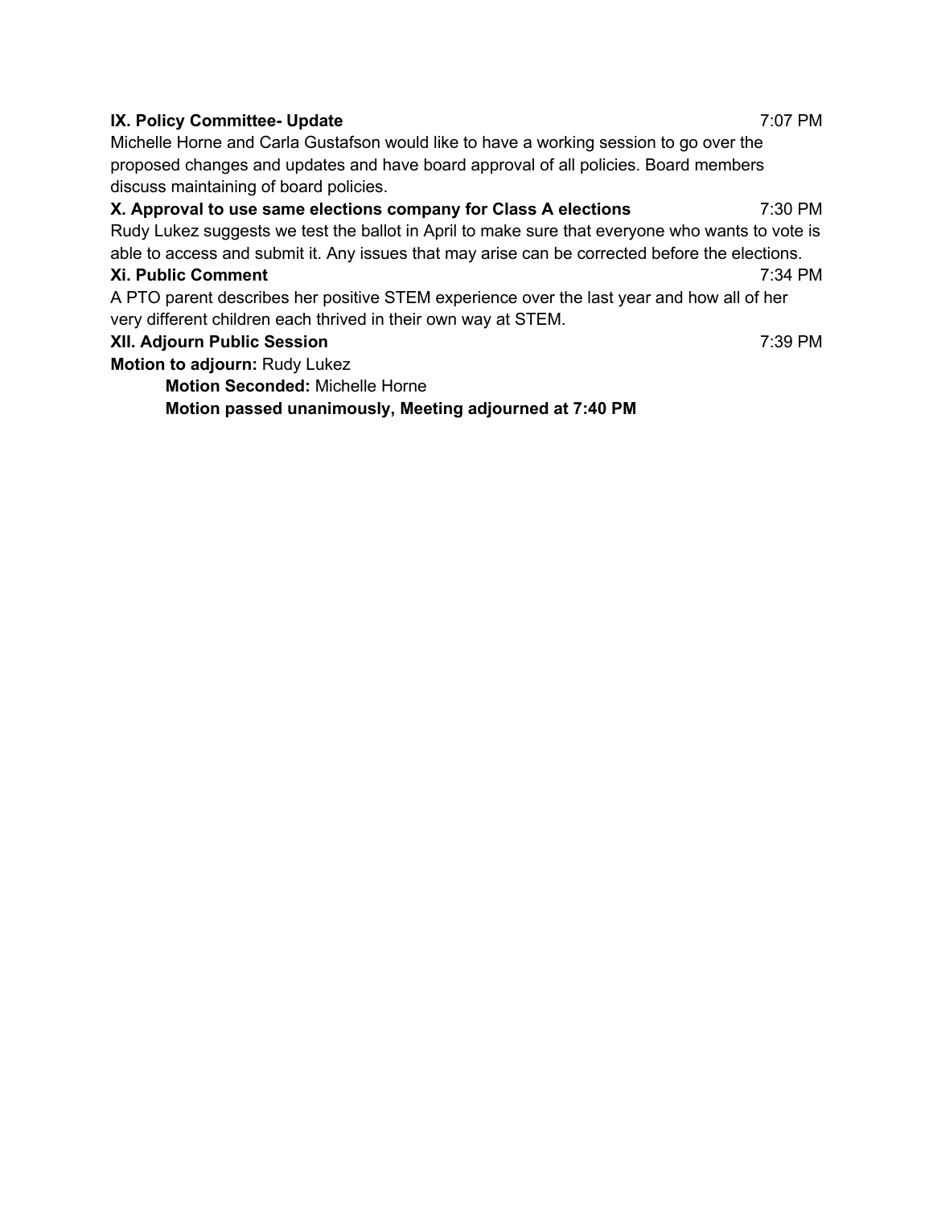**IX. Policy Committee- Update** 7:07 PM

Michelle Horne and Carla Gustafson would like to have a working session to go over the proposed changes and updates and have board approval of all policies. Board members discuss maintaining of board policies.

**X. Approval to use same elections company for Class A elections** 7:30 PM

Rudy Lukez suggests we test the ballot in April to make sure that everyone who wants to vote is able to access and submit it. Any issues that may arise can be corrected before the elections.

**Xi. Public Comment** 7:34 PM

A PTO parent describes her positive STEM experience over the last year and how all of her very different children each thrived in their own way at STEM.

**XII. Adjourn Public Session** 7:39 PM

**Motion to adjourn:** Rudy Lukez

**Motion Seconded:** Michelle Horne

**Motion passed unanimously, Meeting adjourned at 7:40 PM**